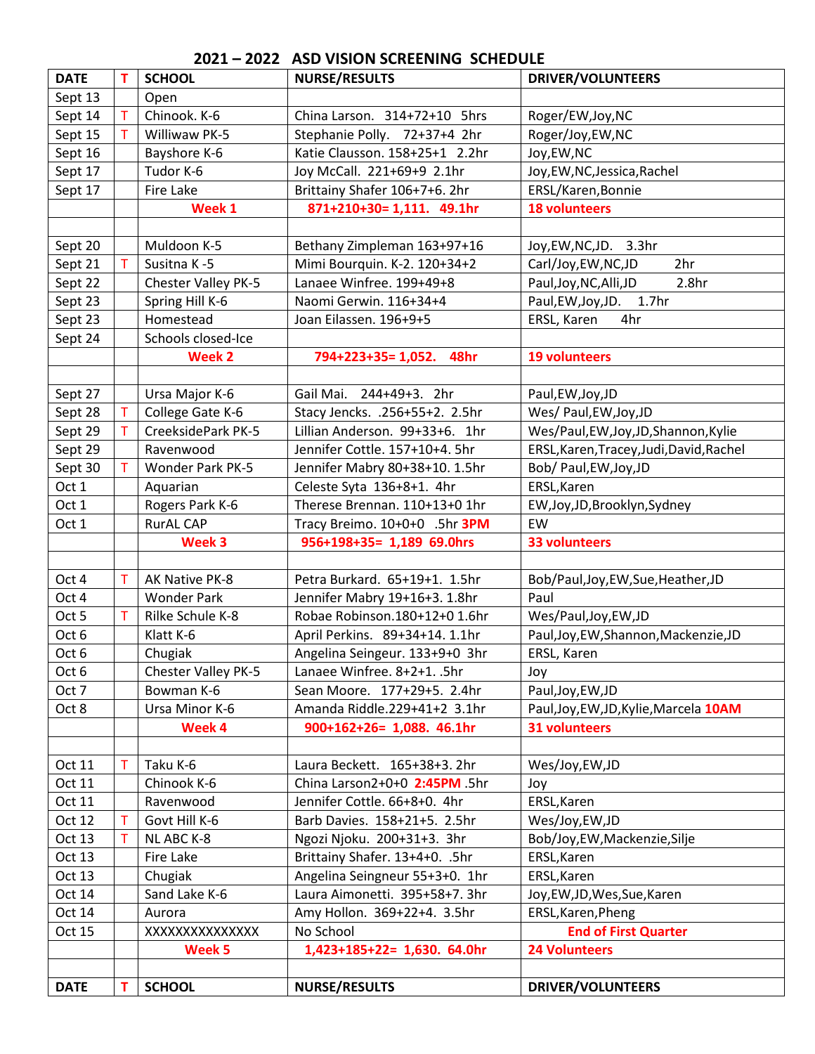# 2021 – 2022 ASD VISION SCREENING SCHEDULE

| DATE | T | SCHOOL | NURSE/RESULTS | DRIVER/VOLUNTEERS |
|---|---|---|---|---|
| Sept 13 | | Open | | |
| Sept 14 | T | Chinook. K-6 | China Larson. 314+72+10 5hrs | Roger/EW,Joy,NC |
| Sept 15 | T | Williwaw PK-5 | Stephanie Polly. 72+37+4 2hr | Roger/Joy,EW,NC |
| Sept 16 | | Bayshore K-6 | Katie Clausson. 158+25+1 2.2hr | Joy,EW,NC |
| Sept 17 | | Tudor K-6 | Joy McCall. 221+69+9 2.1hr | Joy,EW,NC,Jessica,Rachel |
| Sept 17 | | Fire Lake | Brittainy Shafer 106+7+6. 2hr | ERSL/Karen,Bonnie |
| | | **Week 1** | **871+210+30= 1,111. 49.1hr** | **18 volunteers** |
| | | | | |
| Sept 20 | | Muldoon K-5 | Bethany Zimpleman 163+97+16 | Joy,EW,NC,JD. 3.3hr |
| Sept 21 | T | Susitna K -5 | Mimi Bourquin. K-2. 120+34+2 | Carl/Joy,EW,NC,JD 2hr |
| Sept 22 | | Chester Valley PK-5 | Lanaee Winfree. 199+49+8 | Paul,Joy,NC,Alli,JD 2.8hr |
| Sept 23 | | Spring Hill K-6 | Naomi Gerwin. 116+34+4 | Paul,EW,Joy,JD. 1.7hr |
| Sept 23 | | Homestead | Joan Eilassen. 196+9+5 | ERSL, Karen 4hr |
| Sept 24 | | Schools closed-Ice | | |
| | | **Week 2** | **794+223+35= 1,052. 48hr** | **19 volunteers** |
| | | | | |
| Sept 27 | | Ursa Major K-6 | Gail Mai. 244+49+3. 2hr | Paul,EW,Joy,JD |
| Sept 28 | T | College Gate K-6 | Stacy Jencks. .256+55+2. 2.5hr | Wes/ Paul,EW,Joy,JD |
| Sept 29 | T | CreeksidePark PK-5 | Lillian Anderson. 99+33+6. 1hr | Wes/Paul,EW,Joy,JD,Shannon,Kylie |
| Sept 29 | | Ravenwood | Jennifer Cottle. 157+10+4. 5hr | ERSL,Karen,Tracey,Judi,David,Rachel |
| Sept 30 | T | Wonder Park PK-5 | Jennifer Mabry 80+38+10. 1.5hr | Bob/ Paul,EW,Joy,JD |
| Oct 1 | | Aquarian | Celeste Syta 136+8+1. 4hr | ERSL,Karen |
| Oct 1 | | Rogers Park K-6 | Therese Brennan. 110+13+0 1hr | EW,Joy,JD,Brooklyn,Sydney |
| Oct 1 | | RurAL CAP | Tracy Breimo. 10+0+0 .5hr **3PM** | EW |
| | | **Week 3** | **956+198+35= 1,189 69.0hrs** | **33 volunteers** |
| | | | | |
| Oct 4 | T | AK Native PK-8 | Petra Burkard. 65+19+1. 1.5hr | Bob/Paul,Joy,EW,Sue,Heather,JD |
| Oct 4 | | Wonder Park | Jennifer Mabry 19+16+3. 1.8hr | Paul |
| Oct 5 | T | Rilke Schule K-8 | Robae Robinson.180+12+0 1.6hr | Wes/Paul,Joy,EW,JD |
| Oct 6 | | Klatt K-6 | April Perkins. 89+34+14. 1.1hr | Paul,Joy,EW,Shannon,Mackenzie,JD |
| Oct 6 | | Chugiak | Angelina Seingeur. 133+9+0 3hr | ERSL, Karen |
| Oct 6 | | Chester Valley PK-5 | Lanaee Winfree. 8+2+1. .5hr | Joy |
| Oct 7 | | Bowman K-6 | Sean Moore. 177+29+5. 2.4hr | Paul,Joy,EW,JD |
| Oct 8 | | Ursa Minor K-6 | Amanda Riddle.229+41+2 3.1hr | Paul,Joy,EW,JD,Kylie,Marcela **10AM** |
| | | **Week 4** | **900+162+26= 1,088. 46.1hr** | **31 volunteers** |
| | | | | |
| Oct 11 | T | Taku K-6 | Laura Beckett. 165+38+3. 2hr | Wes/Joy,EW,JD |
| Oct 11 | | Chinook K-6 | China Larson2+0+0 **2:45PM** .5hr | Joy |
| Oct 11 | | Ravenwood | Jennifer Cottle. 66+8+0. 4hr | ERSL,Karen |
| Oct 12 | T | Govt Hill K-6 | Barb Davies. 158+21+5. 2.5hr | Wes/Joy,EW,JD |
| Oct 13 | T | NL ABC K-8 | Ngozi Njoku. 200+31+3. 3hr | Bob/Joy,EW,Mackenzie,Silje |
| Oct 13 | | Fire Lake | Brittainy Shafer. 13+4+0. .5hr | ERSL,Karen |
| Oct 13 | | Chugiak | Angelina Seingneur 55+3+0. 1hr | ERSL,Karen |
| Oct 14 | | Sand Lake K-6 | Laura Aimonetti. 395+58+7. 3hr | Joy,EW,JD,Wes,Sue,Karen |
| Oct 14 | | Aurora | Amy Hollon. 369+22+4. 3.5hr | ERSL,Karen,Pheng |
| Oct 15 | | XXXXXXXXXXXXXX | No School | **End of First Quarter** |
| | | **Week 5** | **1,423+185+22= 1,630. 64.0hr** | **24 Volunteers** |
| | | | | |
| **DATE** | **T** | **SCHOOL** | **NURSE/RESULTS** | **DRIVER/VOLUNTEERS** |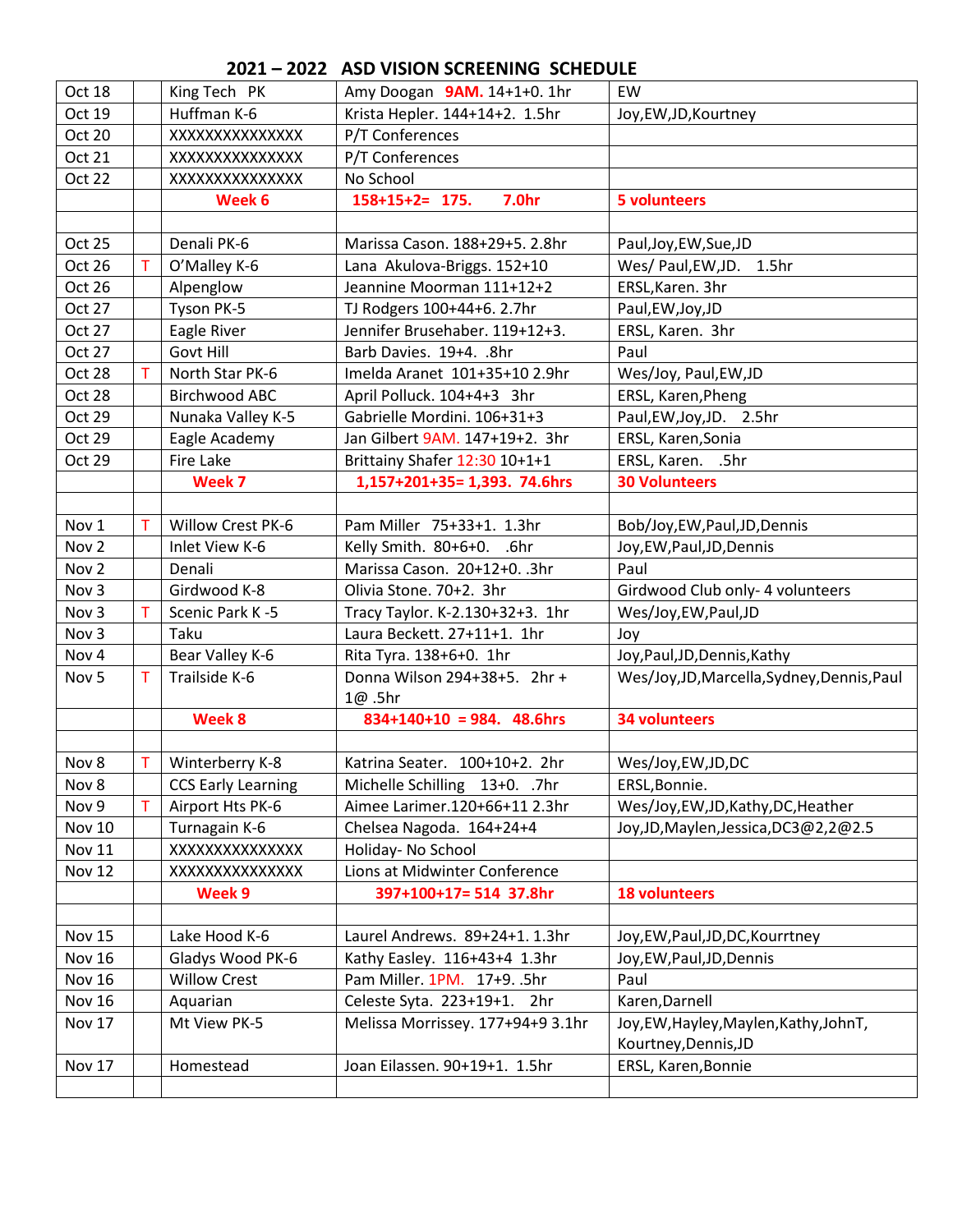## 2021 – 2022 ASD VISION SCREENING SCHEDULE

| | | | | |
|---|---|---|---|---|
| Oct 18 | | King Tech PK | Amy Doogan **9AM.** 14+1+0. 1hr | EW |
| Oct 19 | | Huffman K-6 | Krista Hepler. 144+14+2. 1.5hr | Joy,EW,JD,Kourtney |
| Oct 20 | | XXXXXXXXXXXXXXX | P/T Conferences | |
| Oct 21 | | XXXXXXXXXXXXXXX | P/T Conferences | |
| Oct 22 | | XXXXXXXXXXXXXXX | No School | |
| | | **Week 6** | **158+15+2= 175. 7.0hr** | **5 volunteers** |
| | | | | |
| Oct 25 | | Denali PK-6 | Marissa Cason. 188+29+5. 2.8hr | Paul,Joy,EW,Sue,JD |
| Oct 26 | T | O'Malley K-6 | Lana Akulova-Briggs. 152+10 | Wes/ Paul,EW,JD. 1.5hr |
| Oct 26 | | Alpenglow | Jeannine Moorman 111+12+2 | ERSL,Karen. 3hr |
| Oct 27 | | Tyson PK-5 | TJ Rodgers 100+44+6. 2.7hr | Paul,EW,Joy,JD |
| Oct 27 | | Eagle River | Jennifer Brusehaber. 119+12+3. | ERSL, Karen. 3hr |
| Oct 27 | | Govt Hill | Barb Davies. 19+4. .8hr | Paul |
| Oct 28 | T | North Star PK-6 | Imelda Aranet 101+35+10 2.9hr | Wes/Joy, Paul,EW,JD |
| Oct 28 | | Birchwood ABC | April Polluck. 104+4+3 3hr | ERSL, Karen,Pheng |
| Oct 29 | | Nunaka Valley K-5 | Gabrielle Mordini. 106+31+3 | Paul,EW,Joy,JD. 2.5hr |
| Oct 29 | | Eagle Academy | Jan Gilbert 9AM. 147+19+2. 3hr | ERSL, Karen,Sonia |
| Oct 29 | | Fire Lake | Brittainy Shafer 12:30 10+1+1 | ERSL, Karen. .5hr |
| | | **Week 7** | **1,157+201+35= 1,393. 74.6hrs** | **30 Volunteers** |
| | | | | |
| Nov 1 | T | Willow Crest PK-6 | Pam Miller 75+33+1. 1.3hr | Bob/Joy,EW,Paul,JD,Dennis |
| Nov 2 | | Inlet View K-6 | Kelly Smith. 80+6+0. .6hr | Joy,EW,Paul,JD,Dennis |
| Nov 2 | | Denali | Marissa Cason. 20+12+0. .3hr | Paul |
| Nov 3 | | Girdwood K-8 | Olivia Stone. 70+2. 3hr | Girdwood Club only- 4 volunteers |
| Nov 3 | T | Scenic Park K -5 | Tracy Taylor. K-2.130+32+3. 1hr | Wes/Joy,EW,Paul,JD |
| Nov 3 | | Taku | Laura Beckett. 27+11+1. 1hr | Joy |
| Nov 4 | | Bear Valley K-6 | Rita Tyra. 138+6+0. 1hr | Joy,Paul,JD,Dennis,Kathy |
| Nov 5 | T | Trailside K-6 | Donna Wilson 294+38+5. 2hr + 1@ .5hr | Wes/Joy,JD,Marcella,Sydney,Dennis,Paul |
| | | **Week 8** | **834+140+10 = 984. 48.6hrs** | **34 volunteers** |
| | | | | |
| Nov 8 | T | Winterberry K-8 | Katrina Seater. 100+10+2. 2hr | Wes/Joy,EW,JD,DC |
| Nov 8 | | CCS Early Learning | Michelle Schilling 13+0. .7hr | ERSL,Bonnie. |
| Nov 9 | T | Airport Hts PK-6 | Aimee Larimer.120+66+11 2.3hr | Wes/Joy,EW,JD,Kathy,DC,Heather |
| Nov 10 | | Turnagain K-6 | Chelsea Nagoda. 164+24+4 | Joy,JD,Maylen,Jessica,DC3@2,2@2.5 |
| Nov 11 | | XXXXXXXXXXXXXXX | Holiday- No School | |
| Nov 12 | | XXXXXXXXXXXXXXX | Lions at Midwinter Conference | |
| | | **Week 9** | **397+100+17= 514 37.8hr** | **18 volunteers** |
| | | | | |
| Nov 15 | | Lake Hood K-6 | Laurel Andrews. 89+24+1. 1.3hr | Joy,EW,Paul,JD,DC,Kourrtney |
| Nov 16 | | Gladys Wood PK-6 | Kathy Easley. 116+43+4 1.3hr | Joy,EW,Paul,JD,Dennis |
| Nov 16 | | Willow Crest | Pam Miller. 1PM. 17+9. .5hr | Paul |
| Nov 16 | | Aquarian | Celeste Syta. 223+19+1. 2hr | Karen,Darnell |
| Nov 17 | | Mt View PK-5 | Melissa Morrissey. 177+94+9 3.1hr | Joy,EW,Hayley,Maylen,Kathy,JohnT, Kourtney,Dennis,JD |
| Nov 17 | | Homestead | Joan Eilassen. 90+19+1. 1.5hr | ERSL, Karen,Bonnie |
| | | | | |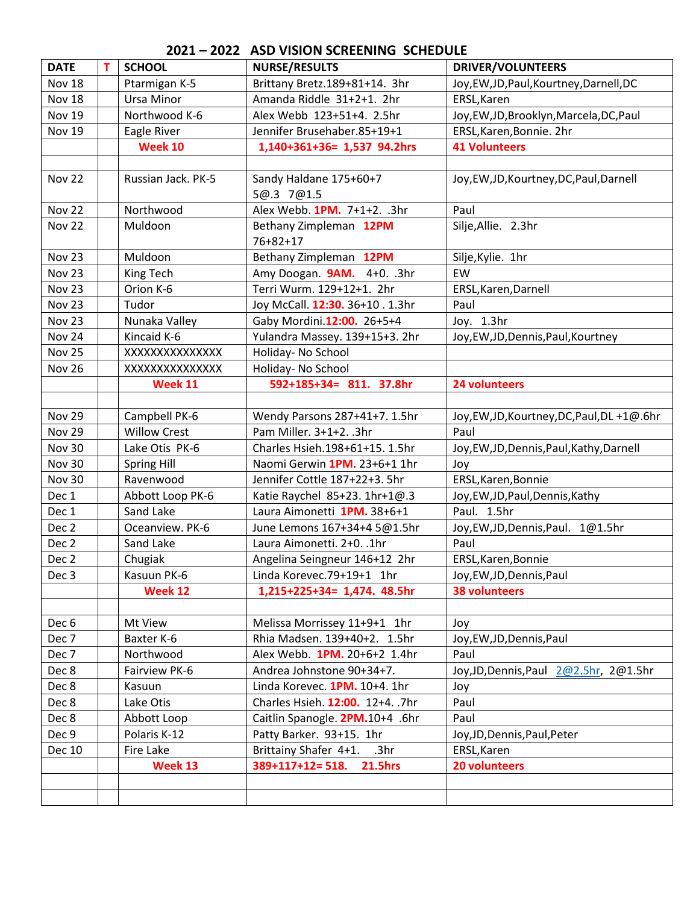## 2021 – 2022 ASD VISION SCREENING SCHEDULE

| DATE | T | SCHOOL | NURSE/RESULTS | DRIVER/VOLUNTEERS |
|---|---|---|---|---|
| Nov 18 | | Ptarmigan K-5 | Brittany Bretz.189+81+14. 3hr | Joy,EW,JD,Paul,Kourtney,Darnell,DC |
| Nov 18 | | Ursa Minor | Amanda Riddle 31+2+1. 2hr | ERSL,Karen |
| Nov 19 | | Northwood K-6 | Alex Webb 123+51+4. 2.5hr | Joy,EW,JD,Brooklyn,Marcela,DC,Paul |
| Nov 19 | | Eagle River | Jennifer Brusehaber.85+19+1 | ERSL,Karen,Bonnie. 2hr |
| | | **Week 10** | **1,140+361+36= 1,537 94.2hrs** | **41 Volunteers** |
| | | | | |
| Nov 22 | | Russian Jack. PK-5 | Sandy Haldane 175+60+7 5@.3 7@1.5 | Joy,EW,JD,Kourtney,DC,Paul,Darnell |
| Nov 22 | | Northwood | Alex Webb. **1PM.** 7+1+2. .3hr | Paul |
| Nov 22 | | Muldoon | Bethany Zimpleman **12PM** 76+82+17 | Silje,Allie. 2.3hr |
| Nov 23 | | Muldoon | Bethany Zimpleman **12PM** | Silje,Kylie. 1hr |
| Nov 23 | | King Tech | Amy Doogan. **9AM.** 4+0. .3hr | EW |
| Nov 23 | | Orion K-6 | Terri Wurm. 129+12+1. 2hr | ERSL,Karen,Darnell |
| Nov 23 | | Tudor | Joy McCall. **12:30.** 36+10 . 1.3hr | Paul |
| Nov 23 | | Nunaka Valley | Gaby Mordini.**12:00.** 26+5+4 | Joy. 1.3hr |
| Nov 24 | | Kincaid K-6 | Yulandra Massey. 139+15+3. 2hr | Joy,EW,JD,Dennis,Paul,Kourtney |
| Nov 25 | | XXXXXXXXXXXXXXX | Holiday- No School | |
| Nov 26 | | XXXXXXXXXXXXXXX | Holiday- No School | |
| | | **Week 11** | **592+185+34= 811. 37.8hr** | **24 volunteers** |
| | | | | |
| Nov 29 | | Campbell PK-6 | Wendy Parsons 287+41+7. 1.5hr | Joy,EW,JD,Kourtney,DC,Paul,DL +1@.6hr |
| Nov 29 | | Willow Crest | Pam Miller. 3+1+2. .3hr | Paul |
| Nov 30 | | Lake Otis PK-6 | Charles Hsieh.198+61+15. 1.5hr | Joy,EW,JD,Dennis,Paul,Kathy,Darnell |
| Nov 30 | | Spring Hill | Naomi Gerwin **1PM.** 23+6+1 1hr | Joy |
| Nov 30 | | Ravenwood | Jennifer Cottle 187+22+3. 5hr | ERSL,Karen,Bonnie |
| Dec 1 | | Abbott Loop PK-6 | Katie Raychel 85+23. 1hr+1@.3 | Joy,EW,JD,Paul,Dennis,Kathy |
| Dec 1 | | Sand Lake | Laura Aimonetti **1PM.** 38+6+1 | Paul. 1.5hr |
| Dec 2 | | Oceanview. PK-6 | June Lemons 167+34+4 5@1.5hr | Joy,EW,JD,Dennis,Paul. 1@1.5hr |
| Dec 2 | | Sand Lake | Laura Aimonetti. 2+0. .1hr | Paul |
| Dec 2 | | Chugiak | Angelina Seingneur 146+12 2hr | ERSL,Karen,Bonnie |
| Dec 3 | | Kasuun PK-6 | Linda Korevec.79+19+1 1hr | Joy,EW,JD,Dennis,Paul |
| | | **Week 12** | **1,215+225+34= 1,474. 48.5hr** | **38 volunteers** |
| | | | | |
| Dec 6 | | Mt View | Melissa Morrissey 11+9+1 1hr | Joy |
| Dec 7 | | Baxter K-6 | Rhia Madsen. 139+40+2. 1.5hr | Joy,EW,JD,Dennis,Paul |
| Dec 7 | | Northwood | Alex Webb. **1PM.** 20+6+2 1.4hr | Paul |
| Dec 8 | | Fairview PK-6 | Andrea Johnstone 90+34+7. | Joy,JD,Dennis,Paul 2@2.5hr, 2@1.5hr |
| Dec 8 | | Kasuun | Linda Korevec. **1PM.** 10+4. 1hr | Joy |
| Dec 8 | | Lake Otis | Charles Hsieh. **12:00.** 12+4. .7hr | Paul |
| Dec 8 | | Abbott Loop | Caitlin Spanogle. **2PM.**10+4 .6hr | Paul |
| Dec 9 | | Polaris K-12 | Patty Barker. 93+15. 1hr | Joy,JD,Dennis,Paul,Peter |
| Dec 10 | | Fire Lake | Brittainy Shafer 4+1. .3hr | ERSL,Karen |
| | | **Week 13** | **389+117+12= 518. 21.5hrs** | **20 volunteers** |
| | | | | |
| | | | | |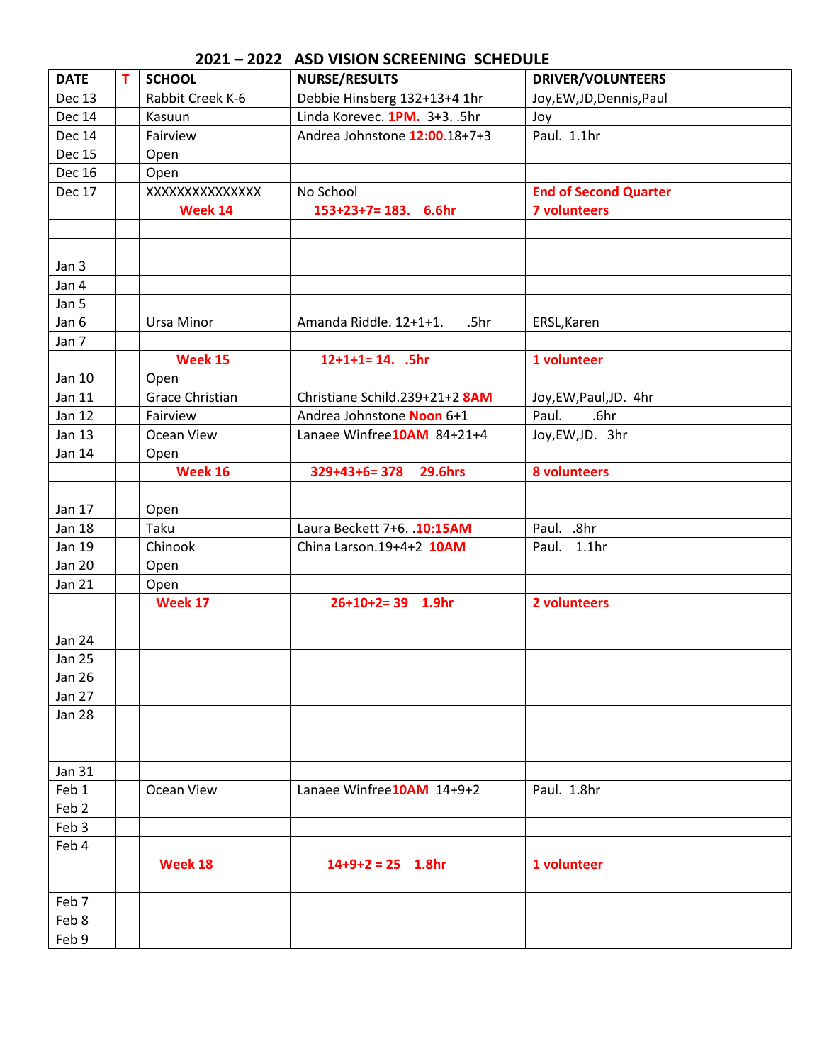# 2021 – 2022 ASD VISION SCREENING SCHEDULE

| DATE | T | SCHOOL | NURSE/RESULTS | DRIVER/VOLUNTEERS |
|---|---|---|---|---|
| Dec 13 | | Rabbit Creek K-6 | Debbie Hinsberg 132+13+4 1hr | Joy,EW,JD,Dennis,Paul |
| Dec 14 | | Kasuun | Linda Korevec. **1PM.** 3+3. .5hr | Joy |
| Dec 14 | | Fairview | Andrea Johnstone **12:00**.18+7+3 | Paul. 1.1hr |
| Dec 15 | | Open | | |
| Dec 16 | | Open | | |
| Dec 17 | | XXXXXXXXXXXXXX | No School | **End of Second Quarter** |
| | | **Week 14** | **153+23+7= 183. 6.6hr** | **7 volunteers** |
| | | | | |
| | | | | |
| Jan 3 | | | | |
| Jan 4 | | | | |
| Jan 5 | | | | |
| Jan 6 | | Ursa Minor | Amanda Riddle. 12+1+1. .5hr | ERSL,Karen |
| Jan 7 | | | | |
| | | **Week 15** | **12+1+1= 14. .5hr** | **1 volunteer** |
| Jan 10 | | Open | | |
| Jan 11 | | Grace Christian | Christiane Schild.239+21+2 **8AM** | Joy,EW,Paul,JD. 4hr |
| Jan 12 | | Fairview | Andrea Johnstone **Noon** 6+1 | Paul. .6hr |
| Jan 13 | | Ocean View | Lanaee Winfree**10AM** 84+21+4 | Joy,EW,JD. 3hr |
| Jan 14 | | Open | | |
| | | **Week 16** | **329+43+6= 378 29.6hrs** | **8 volunteers** |
| | | | | |
| Jan 17 | | Open | | |
| Jan 18 | | Taku | Laura Beckett 7+6. .**10:15AM** | Paul. .8hr |
| Jan 19 | | Chinook | China Larson.19+4+2 **10AM** | Paul. 1.1hr |
| Jan 20 | | Open | | |
| Jan 21 | | Open | | |
| | | **Week 17** | **26+10+2= 39 1.9hr** | **2 volunteers** |
| | | | | |
| Jan 24 | | | | |
| Jan 25 | | | | |
| Jan 26 | | | | |
| Jan 27 | | | | |
| Jan 28 | | | | |
| | | | | |
| | | | | |
| Jan 31 | | | | |
| Feb 1 | | Ocean View | Lanaee Winfree**10AM** 14+9+2 | Paul. 1.8hr |
| Feb 2 | | | | |
| Feb 3 | | | | |
| Feb 4 | | | | |
| | | **Week 18** | **14+9+2 = 25 1.8hr** | **1 volunteer** |
| | | | | |
| Feb 7 | | | | |
| Feb 8 | | | | |
| Feb 9 | | | | |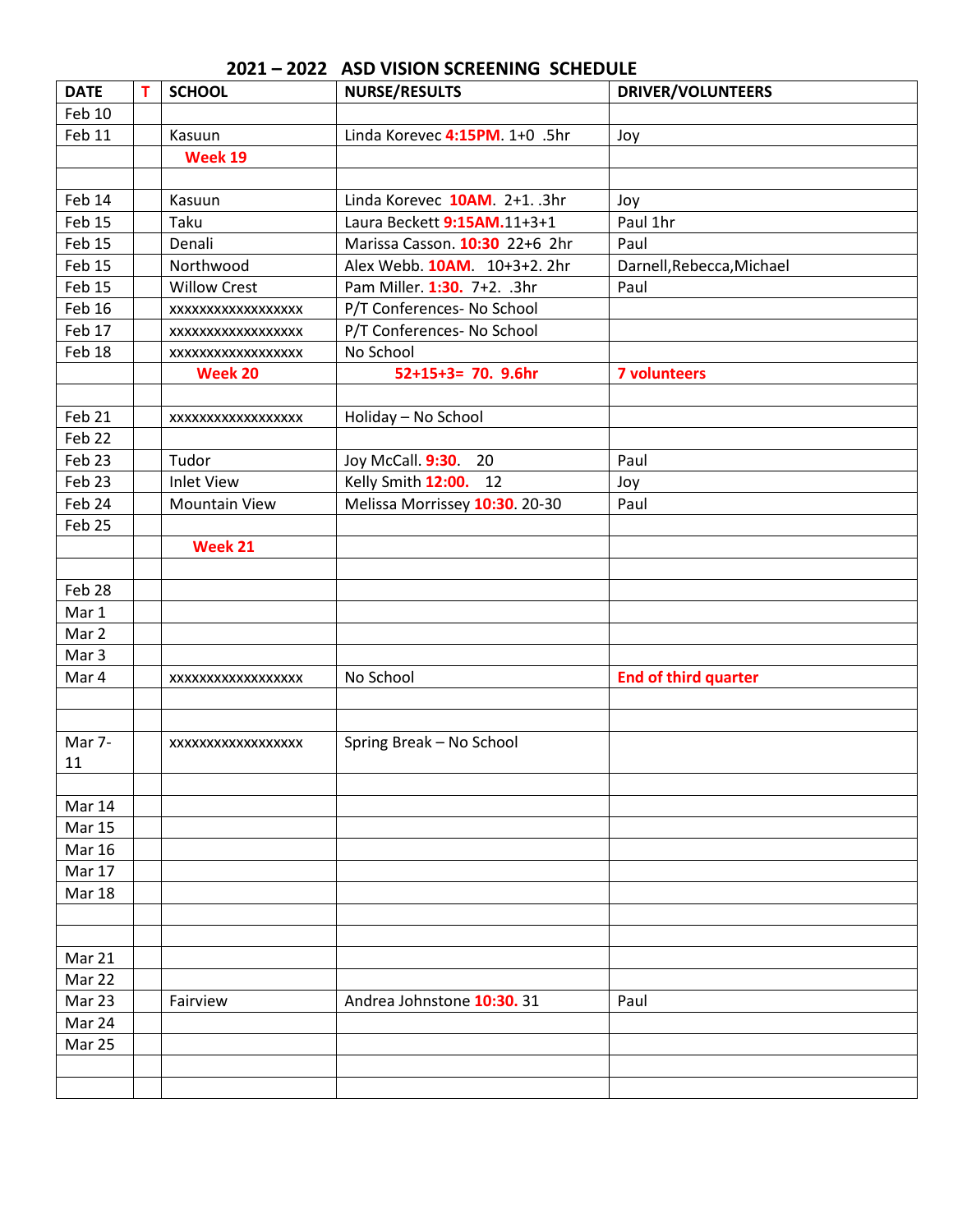# 2021 – 2022 ASD VISION SCREENING SCHEDULE

| DATE | T | SCHOOL | NURSE/RESULTS | DRIVER/VOLUNTEERS |
|---|---|---|---|---|
| Feb 10 | | | | |
| Feb 11 | | Kasuun | Linda Korevec **4:15PM**. 1+0 .5hr | Joy |
| | | **Week 19** | | |
| | | | | |
| Feb 14 | | Kasuun | Linda Korevec **10AM**. 2+1. .3hr | Joy |
| Feb 15 | | Taku | Laura Beckett **9:15AM.**11+3+1 | Paul 1hr |
| Feb 15 | | Denali | Marissa Casson. **10:30** 22+6 2hr | Paul |
| Feb 15 | | Northwood | Alex Webb. **10AM**. 10+3+2. 2hr | Darnell,Rebecca,Michael |
| Feb 15 | | Willow Crest | Pam Miller. **1:30.** 7+2. .3hr | Paul |
| Feb 16 | | xxxxxxxxxxxxxxxxxx | P/T Conferences- No School | |
| Feb 17 | | xxxxxxxxxxxxxxxxxx | P/T Conferences- No School | |
| Feb 18 | | xxxxxxxxxxxxxxxxxx | No School | |
| | | **Week 20** | **52+15+3= 70. 9.6hr** | **7 volunteers** |
| | | | | |
| Feb 21 | | xxxxxxxxxxxxxxxxxx | Holiday – No School | |
| Feb 22 | | | | |
| Feb 23 | | Tudor | Joy McCall. **9:30**. 20 | Paul |
| Feb 23 | | Inlet View | Kelly Smith **12:00.** 12 | Joy |
| Feb 24 | | Mountain View | Melissa Morrissey **10:30**. 20-30 | Paul |
| Feb 25 | | | | |
| | | **Week 21** | | |
| | | | | |
| Feb 28 | | | | |
| Mar 1 | | | | |
| Mar 2 | | | | |
| Mar 3 | | | | |
| Mar 4 | | xxxxxxxxxxxxxxxxxx | No School | **End of third quarter** |
| | | | | |
| | | | | |
| Mar 7-11 | | xxxxxxxxxxxxxxxxxx | Spring Break – No School | |
| | | | | |
| Mar 14 | | | | |
| Mar 15 | | | | |
| Mar 16 | | | | |
| Mar 17 | | | | |
| Mar 18 | | | | |
| | | | | |
| | | | | |
| Mar 21 | | | | |
| Mar 22 | | | | |
| Mar 23 | | Fairview | Andrea Johnstone **10:30.** 31 | Paul |
| Mar 24 | | | | |
| Mar 25 | | | | |
| | | | | |
| | | | | |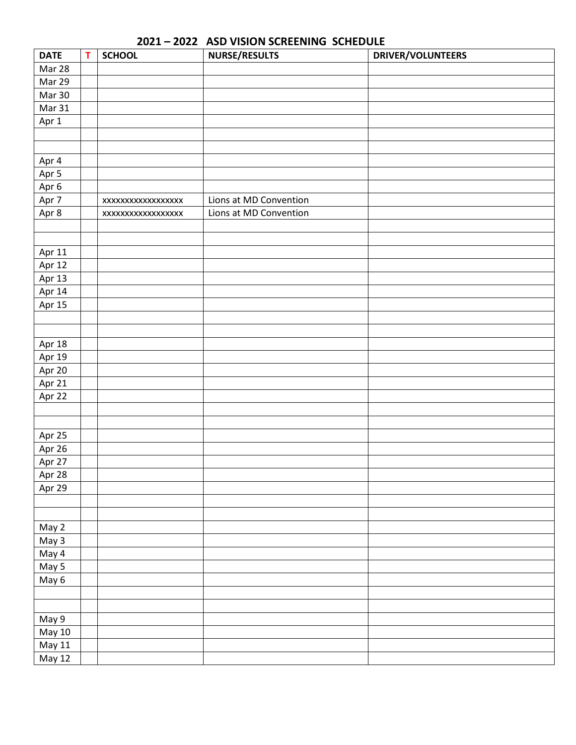## 2021 – 2022 ASD VISION SCREENING SCHEDULE

| DATE | T | SCHOOL | NURSE/RESULTS | DRIVER/VOLUNTEERS |
|---|---|---|---|---|
| Mar 28 | | | | |
| Mar 29 | | | | |
| Mar 30 | | | | |
| Mar 31 | | | | |
| Apr 1 | | | | |
| | | | | |
| | | | | |
| Apr 4 | | | | |
| Apr 5 | | | | |
| Apr 6 | | | | |
| Apr 7 | | xxxxxxxxxxxxxxxxxx | Lions at MD Convention | |
| Apr 8 | | xxxxxxxxxxxxxxxxxx | Lions at MD Convention | |
| | | | | |
| | | | | |
| Apr 11 | | | | |
| Apr 12 | | | | |
| Apr 13 | | | | |
| Apr 14 | | | | |
| Apr 15 | | | | |
| | | | | |
| | | | | |
| Apr 18 | | | | |
| Apr 19 | | | | |
| Apr 20 | | | | |
| Apr 21 | | | | |
| Apr 22 | | | | |
| | | | | |
| | | | | |
| Apr 25 | | | | |
| Apr 26 | | | | |
| Apr 27 | | | | |
| Apr 28 | | | | |
| Apr 29 | | | | |
| | | | | |
| | | | | |
| May 2 | | | | |
| May 3 | | | | |
| May 4 | | | | |
| May 5 | | | | |
| May 6 | | | | |
| | | | | |
| | | | | |
| May 9 | | | | |
| May 10 | | | | |
| May 11 | | | | |
| May 12 | | | | |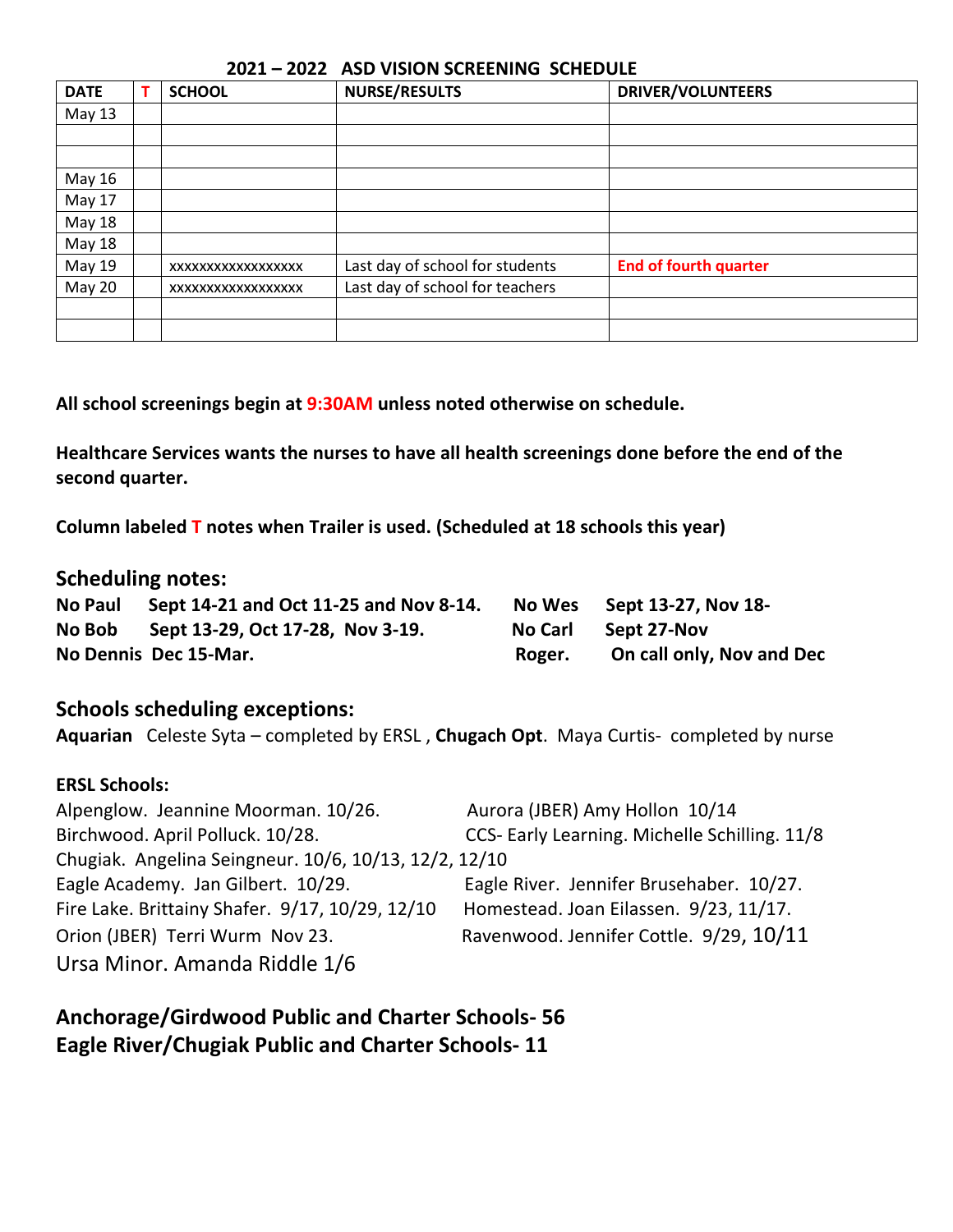## 2021 – 2022 ASD VISION SCREENING SCHEDULE

| DATE | T | SCHOOL | NURSE/RESULTS | DRIVER/VOLUNTEERS |
|---|---|---|---|---|
| May 13 | | | | |
| | | | | |
| | | | | |
| May 16 | | | | |
| May 17 | | | | |
| May 18 | | | | |
| May 18 | | | | |
| May 19 | | xxxxxxxxxxxxxxxxx | Last day of school for students | End of fourth quarter |
| May 20 | | xxxxxxxxxxxxxxxxx | Last day of school for teachers | |
| | | | | |
| | | | | |

**All school screenings begin at 9:30AM unless noted otherwise on schedule.**

**Healthcare Services wants the nurses to have all health screenings done before the end of the second quarter.**

**Column labeled T notes when Trailer is used. (Scheduled at 18 schools this year)**

### Scheduling notes:

**No Paul** Sept 14-21 and Oct 11-25 and Nov 8-14.
**No Bob** Sept 13-29, Oct 17-28, Nov 3-19.
**No Dennis** Dec 15-Mar.
**No Wes** Sept 13-27, Nov 18-
**No Carl** Sept 27-Nov
**Roger.** On call only, Nov and Dec

### Schools scheduling exceptions:

**Aquarian** Celeste Syta – completed by ERSL , **Chugach Opt**. Maya Curtis- completed by nurse

**ERSL Schools:**

Alpenglow. Jeannine Moorman. 10/26.
Aurora (JBER) Amy Hollon 10/14
Birchwood. April Polluck. 10/28.
CCS- Early Learning. Michelle Schilling. 11/8
Chugiak. Angelina Seingneur. 10/6, 10/13, 12/2, 12/10
Eagle Academy. Jan Gilbert. 10/29.
Eagle River. Jennifer Brusehaber. 10/27.
Fire Lake. Brittainy Shafer. 9/17, 10/29, 12/10
Homestead. Joan Eilassen. 9/23, 11/17.
Orion (JBER) Terri Wurm Nov 23.
Ravenwood. Jennifer Cottle. 9/29, 10/11
Ursa Minor. Amanda Riddle 1/6

### Anchorage/Girdwood Public and Charter Schools- 56
### Eagle River/Chugiak Public and Charter Schools- 11